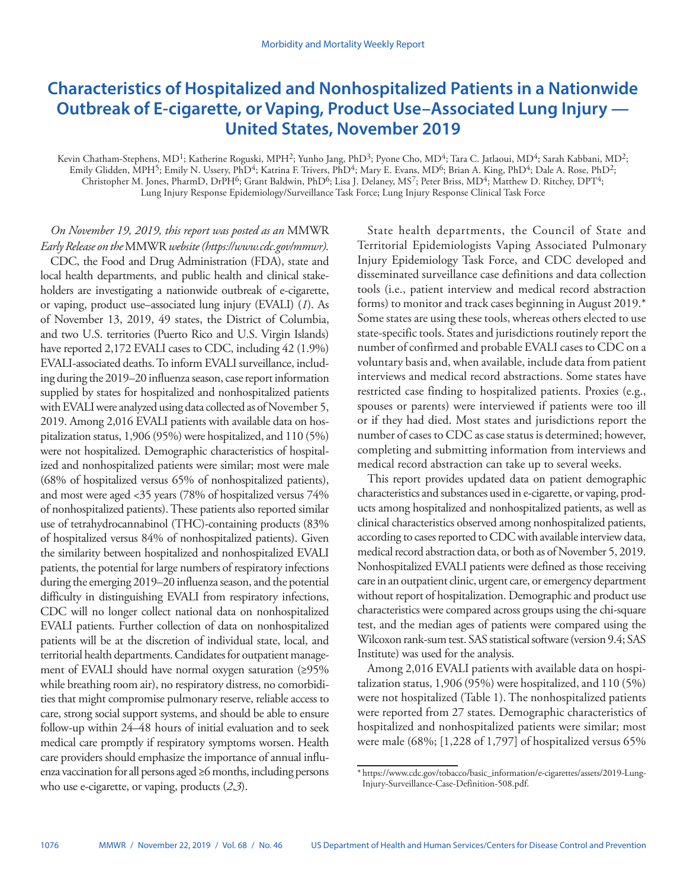# Characteristics of Hospitalized and Nonhospitalized Patients in a Nationwide Outbreak of E-cigarette, or Vaping, Product Use–Associated Lung Injury — United States, November 2019

Kevin Chatham-Stephens, MD[1]; Katherine Roguski, MPH[2]; Yunho Jang, PhD[3]; Pyone Cho, MD[4]; Tara C. Jatlaoui, MD[4]; Sarah Kabbani, MD[2]; Emily Glidden, MPH[5]; Emily N. Ussery, PhD[4]; Katrina F. Trivers, PhD[4]; Mary E. Evans, MD[6]; Brian A. King, PhD[4]; Dale A. Rose, PhD[2]; Christopher M. Jones, PharmD, DrPH[6]; Grant Baldwin, PhD[6]; Lisa J. Delaney, MS[7]; Peter Briss, MD[4]; Matthew D. Ritchey, DPT[4]; Lung Injury Response Epidemiology/Surveillance Task Force; Lung Injury Response Clinical Task Force

*On November 19, 2019, this report was posted as an* MMWR *Early Release on the* MMWR *website (https://www.cdc.gov/mmwr).*

CDC, the Food and Drug Administration (FDA), state and local health departments, and public health and clinical stakeholders are investigating a nationwide outbreak of e-cigarette, or vaping, product use–associated lung injury (EVALI) (*1*). As of November 13, 2019, 49 states, the District of Columbia, and two U.S. territories (Puerto Rico and U.S. Virgin Islands) have reported 2,172 EVALI cases to CDC, including 42 (1.9%) EVALI-associated deaths. To inform EVALI surveillance, including during the 2019–20 influenza season, case report information supplied by states for hospitalized and nonhospitalized patients with EVALI were analyzed using data collected as of November 5, 2019. Among 2,016 EVALI patients with available data on hospitalization status, 1,906 (95%) were hospitalized, and 110 (5%) were not hospitalized. Demographic characteristics of hospitalized and nonhospitalized patients were similar; most were male (68% of hospitalized versus 65% of nonhospitalized patients), and most were aged <35 years (78% of hospitalized versus 74% of nonhospitalized patients). These patients also reported similar use of tetrahydrocannabinol (THC)-containing products (83% of hospitalized versus 84% of nonhospitalized patients). Given the similarity between hospitalized and nonhospitalized EVALI patients, the potential for large numbers of respiratory infections during the emerging 2019–20 influenza season, and the potential difficulty in distinguishing EVALI from respiratory infections, CDC will no longer collect national data on nonhospitalized EVALI patients. Further collection of data on nonhospitalized patients will be at the discretion of individual state, local, and territorial health departments. Candidates for outpatient management of EVALI should have normal oxygen saturation (≥95% while breathing room air), no respiratory distress, no comorbidities that might compromise pulmonary reserve, reliable access to care, strong social support systems, and should be able to ensure follow-up within 24–48 hours of initial evaluation and to seek medical care promptly if respiratory symptoms worsen. Health care providers should emphasize the importance of annual influenza vaccination for all persons aged ≥6 months, including persons who use e-cigarette, or vaping, products (*2*,*3*).

State health departments, the Council of State and Territorial Epidemiologists Vaping Associated Pulmonary Injury Epidemiology Task Force, and CDC developed and disseminated surveillance case definitions and data collection tools (i.e., patient interview and medical record abstraction forms) to monitor and track cases beginning in August 2019.* Some states are using these tools, whereas others elected to use state-specific tools. States and jurisdictions routinely report the number of confirmed and probable EVALI cases to CDC on a voluntary basis and, when available, include data from patient interviews and medical record abstractions. Some states have restricted case finding to hospitalized patients. Proxies (e.g., spouses or parents) were interviewed if patients were too ill or if they had died. Most states and jurisdictions report the number of cases to CDC as case status is determined; however, completing and submitting information from interviews and medical record abstraction can take up to several weeks.

This report provides updated data on patient demographic characteristics and substances used in e-cigarette, or vaping, products among hospitalized and nonhospitalized patients, as well as clinical characteristics observed among nonhospitalized patients, according to cases reported to CDC with available interview data, medical record abstraction data, or both as of November 5, 2019. Nonhospitalized EVALI patients were defined as those receiving care in an outpatient clinic, urgent care, or emergency department without report of hospitalization. Demographic and product use characteristics were compared across groups using the chi-square test, and the median ages of patients were compared using the Wilcoxon rank-sum test. SAS statistical software (version 9.4; SAS Institute) was used for the analysis.

Among 2,016 EVALI patients with available data on hospitalization status, 1,906 (95%) were hospitalized, and 110 (5%) were not hospitalized (Table 1). The nonhospitalized patients were reported from 27 states. Demographic characteristics of hospitalized and nonhospitalized patients were similar; most were male (68%; [1,228 of 1,797] of hospitalized versus 65%

\* https://www.cdc.gov/tobacco/basic_information/e-cigarettes/assets/2019-Lung-Injury-Surveillance-Case-Definition-508.pdf.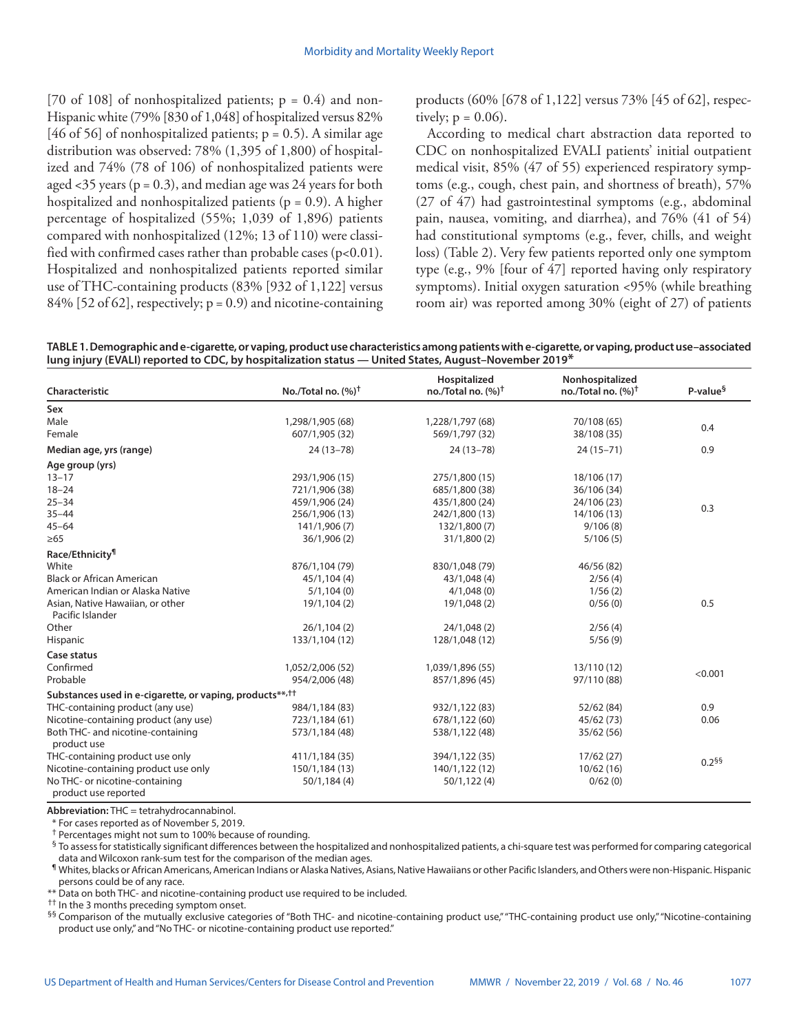[70 of 108] of nonhospitalized patients; p = 0.4) and non-Hispanic white (79% [830 of 1,048] of hospitalized versus 82% [46 of 56] of nonhospitalized patients; p = 0.5). A similar age distribution was observed: 78% (1,395 of 1,800) of hospitalized and 74% (78 of 106) of nonhospitalized patients were aged <35 years (p = 0.3), and median age was 24 years for both hospitalized and nonhospitalized patients (p = 0.9). A higher percentage of hospitalized (55%; 1,039 of 1,896) patients compared with nonhospitalized (12%; 13 of 110) were classified with confirmed cases rather than probable cases (p<0.01). Hospitalized and nonhospitalized patients reported similar use of THC-containing products (83% [932 of 1,122] versus 84% [52 of 62], respectively; p = 0.9) and nicotine-containing products (60% [678 of 1,122] versus 73% [45 of 62], respectively; p = 0.06).

According to medical chart abstraction data reported to CDC on nonhospitalized EVALI patients' initial outpatient medical visit, 85% (47 of 55) experienced respiratory symptoms (e.g., cough, chest pain, and shortness of breath), 57% (27 of 47) had gastrointestinal symptoms (e.g., abdominal pain, nausea, vomiting, and diarrhea), and 76% (41 of 54) had constitutional symptoms (e.g., fever, chills, and weight loss) (Table 2). Very few patients reported only one symptom type (e.g., 9% [four of 47] reported having only respiratory symptoms). Initial oxygen saturation <95% (while breathing room air) was reported among 30% (eight of 27) of patients

**TABLE 1. Demographic and e-cigarette, or vaping, product use characteristics among patients with e-cigarette, or vaping, product use–associated lung injury (EVALI) reported to CDC, by hospitalization status — United States, August–November 2019***

| Characteristic | No./Total no. (%)† | Hospitalized no./Total no. (%)† | Nonhospitalized no./Total no. (%)† | P-value§ |
|---|---|---|---|---|
| **Sex** | | | | |
| Male | 1,298/1,905 (68) | 1,228/1,797 (68) | 70/108 (65) | 0.4 |
| Female | 607/1,905 (32) | 569/1,797 (32) | 38/108 (35) | |
| **Median age, yrs (range)** | 24 (13–78) | 24 (13–78) | 24 (15–71) | 0.9 |
| **Age group (yrs)** | | | | |
| 13–17 | 293/1,906 (15) | 275/1,800 (15) | 18/106 (17) | 0.3 |
| 18–24 | 721/1,906 (38) | 685/1,800 (38) | 36/106 (34) | |
| 25–34 | 459/1,906 (24) | 435/1,800 (24) | 24/106 (23) | |
| 35–44 | 256/1,906 (13) | 242/1,800 (13) | 14/106 (13) | |
| 45–64 | 141/1,906 (7) | 132/1,800 (7) | 9/106 (8) | |
| ≥65 | 36/1,906 (2) | 31/1,800 (2) | 5/106 (5) | |
| **Race/Ethnicity¶** | | | | |
| White | 876/1,104 (79) | 830/1,048 (79) | 46/56 (82) | 0.5 |
| Black or African American | 45/1,104 (4) | 43/1,048 (4) | 2/56 (4) | |
| American Indian or Alaska Native | 5/1,104 (0) | 4/1,048 (0) | 1/56 (2) | |
| Asian, Native Hawaiian, or other Pacific Islander | 19/1,104 (2) | 19/1,048 (2) | 0/56 (0) | |
| Other | 26/1,104 (2) | 24/1,048 (2) | 2/56 (4) | |
| Hispanic | 133/1,104 (12) | 128/1,048 (12) | 5/56 (9) | |
| **Case status** | | | | |
| Confirmed | 1,052/2,006 (52) | 1,039/1,896 (55) | 13/110 (12) | <0.001 |
| Probable | 954/2,006 (48) | 857/1,896 (45) | 97/110 (88) | |
| **Substances used in e-cigarette, or vaping, products\*\*,††** | | | | |
| THC-containing product (any use) | 984/1,184 (83) | 932/1,122 (83) | 52/62 (84) | 0.9 |
| Nicotine-containing product (any use) | 723/1,184 (61) | 678/1,122 (60) | 45/62 (73) | 0.06 |
| Both THC- and nicotine-containing product use | 573/1,184 (48) | 538/1,122 (48) | 35/62 (56) | 0.2§§ |
| THC-containing product use only | 411/1,184 (35) | 394/1,122 (35) | 17/62 (27) | |
| Nicotine-containing product use only | 150/1,184 (13) | 140/1,122 (12) | 10/62 (16) | |
| No THC- or nicotine-containing product use reported | 50/1,184 (4) | 50/1,122 (4) | 0/62 (0) | |

**Abbreviation:** THC = tetrahydrocannabinol.

\* For cases reported as of November 5, 2019.

† Percentages might not sum to 100% because of rounding.

§ To assess for statistically significant differences between the hospitalized and nonhospitalized patients, a chi-square test was performed for comparing categorical data and Wilcoxon rank-sum test for the comparison of the median ages.

¶ Whites, blacks or African Americans, American Indians or Alaska Natives, Asians, Native Hawaiians or other Pacific Islanders, and Others were non-Hispanic. Hispanic persons could be of any race.

\*\* Data on both THC- and nicotine-containing product use required to be included.

†† In the 3 months preceding symptom onset.

§§ Comparison of the mutually exclusive categories of "Both THC- and nicotine-containing product use," "THC-containing product use only," "Nicotine-containing product use only," and "No THC- or nicotine-containing product use reported."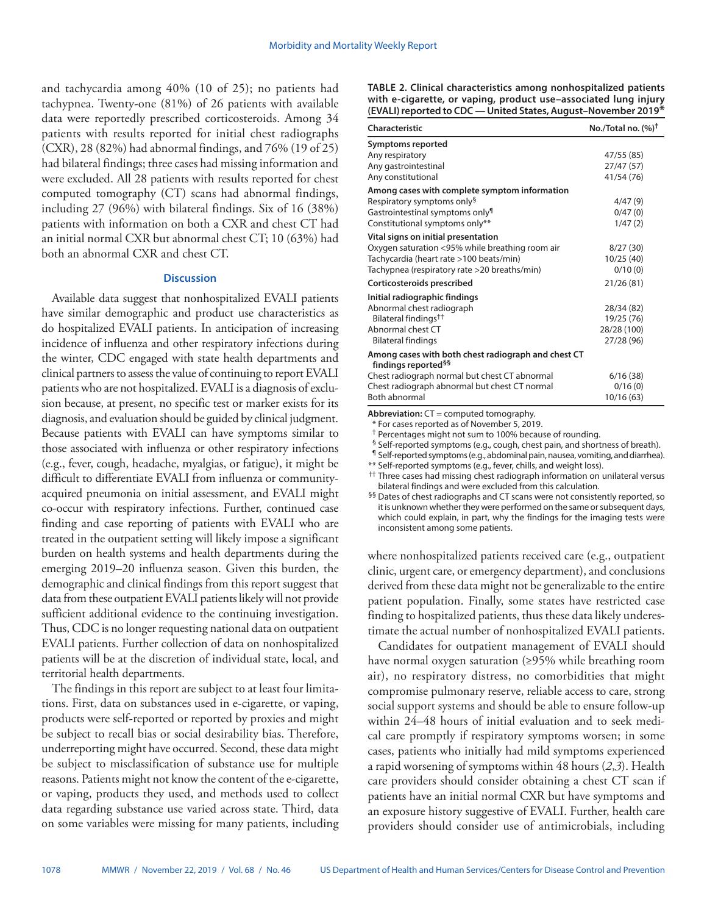and tachycardia among 40% (10 of 25); no patients had tachypnea. Twenty-one (81%) of 26 patients with available data were reportedly prescribed corticosteroids. Among 34 patients with results reported for initial chest radiographs (CXR), 28 (82%) had abnormal findings, and 76% (19 of 25) had bilateral findings; three cases had missing information and were excluded. All 28 patients with results reported for chest computed tomography (CT) scans had abnormal findings, including 27 (96%) with bilateral findings. Six of 16 (38%) patients with information on both a CXR and chest CT had an initial normal CXR but abnormal chest CT; 10 (63%) had both an abnormal CXR and chest CT.

**TABLE 2. Clinical characteristics among nonhospitalized patients with e-cigarette, or vaping, product use–associated lung injury (EVALI) reported to CDC — United States, August–November 2019***

| Characteristic | No./Total no. (%)† |
|---|---|
| **Symptoms reported** | |
| Any respiratory | 47/55 (85) |
| Any gastrointestinal | 27/47 (57) |
| Any constitutional | 41/54 (76) |
| **Among cases with complete symptom information** | |
| Respiratory symptoms only§ | 4/47 (9) |
| Gastrointestinal symptoms only¶ | 0/47 (0) |
| Constitutional symptoms only** | 1/47 (2) |
| **Vital signs on initial presentation** | |
| Oxygen saturation <95% while breathing room air | 8/27 (30) |
| Tachycardia (heart rate >100 beats/min) | 10/25 (40) |
| Tachypnea (respiratory rate >20 breaths/min) | 0/10 (0) |
| **Corticosteroids prescribed** | 21/26 (81) |
| **Initial radiographic findings** | |
| Abnormal chest radiograph | 28/34 (82) |
| Bilateral findings†† | 19/25 (76) |
| Abnormal chest CT | 28/28 (100) |
| Bilateral findings | 27/28 (96) |
| **Among cases with both chest radiograph and chest CT findings reported§§** | |
| Chest radiograph normal but chest CT abnormal | 6/16 (38) |
| Chest radiograph abnormal but chest CT normal | 0/16 (0) |
| Both abnormal | 10/16 (63) |

**Abbreviation:** CT = computed tomography.

\* For cases reported as of November 5, 2019.

† Percentages might not sum to 100% because of rounding.

§ Self-reported symptoms (e.g., cough, chest pain, and shortness of breath).

¶ Self-reported symptoms (e.g., abdominal pain, nausea, vomiting, and diarrhea).

** Self-reported symptoms (e.g., fever, chills, and weight loss).

†† Three cases had missing chest radiograph information on unilateral versus bilateral findings and were excluded from this calculation.

§§ Dates of chest radiographs and CT scans were not consistently reported, so it is unknown whether they were performed on the same or subsequent days, which could explain, in part, why the findings for the imaging tests were inconsistent among some patients.

## Discussion

Available data suggest that nonhospitalized EVALI patients have similar demographic and product use characteristics as do hospitalized EVALI patients. In anticipation of increasing incidence of influenza and other respiratory infections during the winter, CDC engaged with state health departments and clinical partners to assess the value of continuing to report EVALI patients who are not hospitalized. EVALI is a diagnosis of exclusion because, at present, no specific test or marker exists for its diagnosis, and evaluation should be guided by clinical judgment. Because patients with EVALI can have symptoms similar to those associated with influenza or other respiratory infections (e.g., fever, cough, headache, myalgias, or fatigue), it might be difficult to differentiate EVALI from influenza or community-acquired pneumonia on initial assessment, and EVALI might co-occur with respiratory infections. Further, continued case finding and case reporting of patients with EVALI who are treated in the outpatient setting will likely impose a significant burden on health systems and health departments during the emerging 2019–20 influenza season. Given this burden, the demographic and clinical findings from this report suggest that data from these outpatient EVALI patients likely will not provide sufficient additional evidence to the continuing investigation. Thus, CDC is no longer requesting national data on outpatient EVALI patients. Further collection of data on nonhospitalized patients will be at the discretion of individual state, local, and territorial health departments.

The findings in this report are subject to at least four limitations. First, data on substances used in e-cigarette, or vaping, products were self-reported or reported by proxies and might be subject to recall bias or social desirability bias. Therefore, underreporting might have occurred. Second, these data might be subject to misclassification of substance use for multiple reasons. Patients might not know the content of the e-cigarette, or vaping, products they used, and methods used to collect data regarding substance use varied across state. Third, data on some variables were missing for many patients, including where nonhospitalized patients received care (e.g., outpatient clinic, urgent care, or emergency department), and conclusions derived from these data might not be generalizable to the entire patient population. Finally, some states have restricted case finding to hospitalized patients, thus these data likely underestimate the actual number of nonhospitalized EVALI patients.

Candidates for outpatient management of EVALI should have normal oxygen saturation (≥95% while breathing room air), no respiratory distress, no comorbidities that might compromise pulmonary reserve, reliable access to care, strong social support systems and should be able to ensure follow-up within 24–48 hours of initial evaluation and to seek medical care promptly if respiratory symptoms worsen; in some cases, patients who initially had mild symptoms experienced a rapid worsening of symptoms within 48 hours (*2*,*3*). Health care providers should consider obtaining a chest CT scan if patients have an initial normal CXR but have symptoms and an exposure history suggestive of EVALI. Further, health care providers should consider use of antimicrobials, including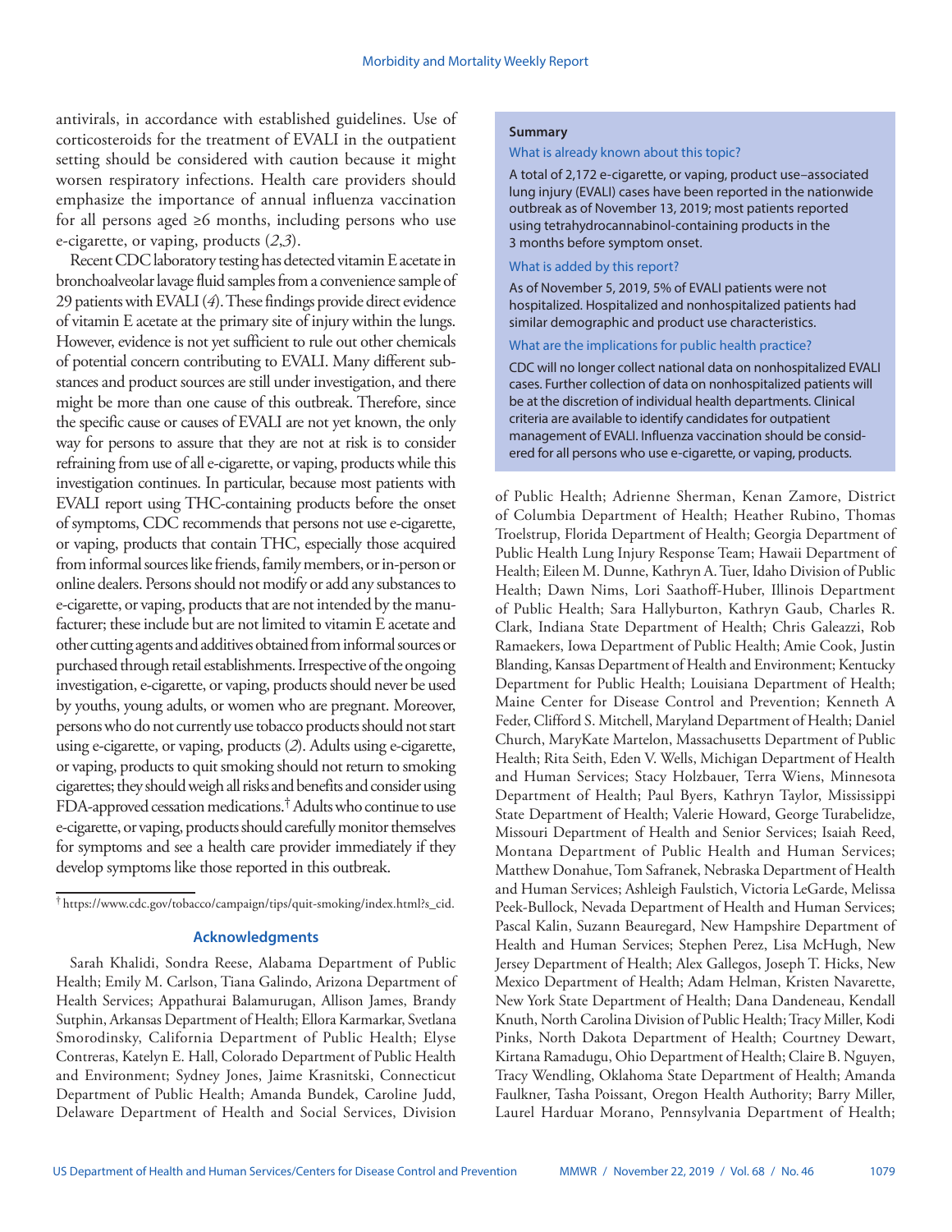antivirals, in accordance with established guidelines. Use of corticosteroids for the treatment of EVALI in the outpatient setting should be considered with caution because it might worsen respiratory infections. Health care providers should emphasize the importance of annual influenza vaccination for all persons aged ≥6 months, including persons who use e-cigarette, or vaping, products (*2*,*3*).

Recent CDC laboratory testing has detected vitamin E acetate in bronchoalveolar lavage fluid samples from a convenience sample of 29 patients with EVALI (*4*). These findings provide direct evidence of vitamin E acetate at the primary site of injury within the lungs. However, evidence is not yet sufficient to rule out other chemicals of potential concern contributing to EVALI. Many different substances and product sources are still under investigation, and there might be more than one cause of this outbreak. Therefore, since the specific cause or causes of EVALI are not yet known, the only way for persons to assure that they are not at risk is to consider refraining from use of all e-cigarette, or vaping, products while this investigation continues. In particular, because most patients with EVALI report using THC-containing products before the onset of symptoms, CDC recommends that persons not use e-cigarette, or vaping, products that contain THC, especially those acquired from informal sources like friends, family members, or in-person or online dealers. Persons should not modify or add any substances to e-cigarette, or vaping, products that are not intended by the manufacturer; these include but are not limited to vitamin E acetate and other cutting agents and additives obtained from informal sources or purchased through retail establishments. Irrespective of the ongoing investigation, e-cigarette, or vaping, products should never be used by youths, young adults, or women who are pregnant. Moreover, persons who do not currently use tobacco products should not start using e-cigarette, or vaping, products (*2*). Adults using e-cigarette, or vaping, products to quit smoking should not return to smoking cigarettes; they should weigh all risks and benefits and consider using FDA-approved cessation medications.[†] Adults who continue to use e-cigarette, or vaping, products should carefully monitor themselves for symptoms and see a health care provider immediately if they develop symptoms like those reported in this outbreak.

[†] https://www.cdc.gov/tobacco/campaign/tips/quit-smoking/index.html?s_cid.

**Summary**

What is already known about this topic?

A total of 2,172 e-cigarette, or vaping, product use–associated lung injury (EVALI) cases have been reported in the nationwide outbreak as of November 13, 2019; most patients reported using tetrahydrocannabinol-containing products in the 3 months before symptom onset.

What is added by this report?

As of November 5, 2019, 5% of EVALI patients were not hospitalized. Hospitalized and nonhospitalized patients had similar demographic and product use characteristics.

What are the implications for public health practice?

CDC will no longer collect national data on nonhospitalized EVALI cases. Further collection of data on nonhospitalized patients will be at the discretion of individual health departments. Clinical criteria are available to identify candidates for outpatient management of EVALI. Influenza vaccination should be considered for all persons who use e-cigarette, or vaping, products.

## Acknowledgments

Sarah Khalidi, Sondra Reese, Alabama Department of Public Health; Emily M. Carlson, Tiana Galindo, Arizona Department of Health Services; Appathurai Balamurugan, Allison James, Brandy Sutphin, Arkansas Department of Health; Ellora Karmarkar, Svetlana Smorodinsky, California Department of Public Health; Elyse Contreras, Katelyn E. Hall, Colorado Department of Public Health and Environment; Sydney Jones, Jaime Krasnitski, Connecticut Department of Public Health; Amanda Bundek, Caroline Judd, Delaware Department of Health and Social Services, Division of Public Health; Adrienne Sherman, Kenan Zamore, District of Columbia Department of Health; Heather Rubino, Thomas Troelstrup, Florida Department of Health; Georgia Department of Public Health Lung Injury Response Team; Hawaii Department of Health; Eileen M. Dunne, Kathryn A. Tuer, Idaho Division of Public Health; Dawn Nims, Lori Saathoff-Huber, Illinois Department of Public Health; Sara Hallyburton, Kathryn Gaub, Charles R. Clark, Indiana State Department of Health; Chris Galeazzi, Rob Ramaekers, Iowa Department of Public Health; Amie Cook, Justin Blanding, Kansas Department of Health and Environment; Kentucky Department for Public Health; Louisiana Department of Health; Maine Center for Disease Control and Prevention; Kenneth A Feder, Clifford S. Mitchell, Maryland Department of Health; Daniel Church, MaryKate Martelon, Massachusetts Department of Public Health; Rita Seith, Eden V. Wells, Michigan Department of Health and Human Services; Stacy Holzbauer, Terra Wiens, Minnesota Department of Health; Paul Byers, Kathryn Taylor, Mississippi State Department of Health; Valerie Howard, George Turabelidze, Missouri Department of Health and Senior Services; Isaiah Reed, Montana Department of Public Health and Human Services; Matthew Donahue, Tom Safranek, Nebraska Department of Health and Human Services; Ashleigh Faulstich, Victoria LeGarde, Melissa Peek-Bullock, Nevada Department of Health and Human Services; Pascal Kalin, Suzann Beauregard, New Hampshire Department of Health and Human Services; Stephen Perez, Lisa McHugh, New Jersey Department of Health; Alex Gallegos, Joseph T. Hicks, New Mexico Department of Health; Adam Helman, Kristen Navarette, New York State Department of Health; Dana Dandeneau, Kendall Knuth, North Carolina Division of Public Health; Tracy Miller, Kodi Pinks, North Dakota Department of Health; Courtney Dewart, Kirtana Ramadugu, Ohio Department of Health; Claire B. Nguyen, Tracy Wendling, Oklahoma State Department of Health; Amanda Faulkner, Tasha Poissant, Oregon Health Authority; Barry Miller, Laurel Harduar Morano, Pennsylvania Department of Health;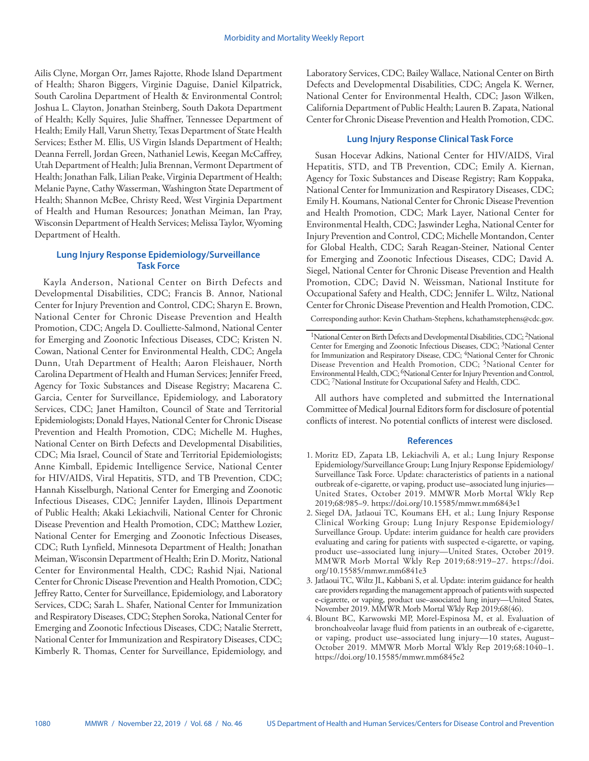Ailis Clyne, Morgan Orr, James Rajotte, Rhode Island Department of Health; Sharon Biggers, Virginie Daguise, Daniel Kilpatrick, South Carolina Department of Health & Environmental Control; Joshua L. Clayton, Jonathan Steinberg, South Dakota Department of Health; Kelly Squires, Julie Shaffner, Tennessee Department of Health; Emily Hall, Varun Shetty, Texas Department of State Health Services; Esther M. Ellis, US Virgin Islands Department of Health; Deanna Ferrell, Jordan Green, Nathaniel Lewis, Keegan McCaffrey, Utah Department of Health; Julia Brennan, Vermont Department of Health; Jonathan Falk, Lilian Peake, Virginia Department of Health; Melanie Payne, Cathy Wasserman, Washington State Department of Health; Shannon McBee, Christy Reed, West Virginia Department of Health and Human Resources; Jonathan Meiman, Ian Pray, Wisconsin Department of Health Services; Melissa Taylor, Wyoming Department of Health.

### Lung Injury Response Epidemiology/Surveillance Task Force

Kayla Anderson, National Center on Birth Defects and Developmental Disabilities, CDC; Francis B. Annor, National Center for Injury Prevention and Control, CDC; Sharyn E. Brown, National Center for Chronic Disease Prevention and Health Promotion, CDC; Angela D. Coulliette-Salmond, National Center for Emerging and Zoonotic Infectious Diseases, CDC; Kristen N. Cowan, National Center for Environmental Health, CDC; Angela Dunn, Utah Department of Health; Aaron Fleishauer, North Carolina Department of Health and Human Services; Jennifer Freed, Agency for Toxic Substances and Disease Registry; Macarena C. Garcia, Center for Surveillance, Epidemiology, and Laboratory Services, CDC; Janet Hamilton, Council of State and Territorial Epidemiologists; Donald Hayes, National Center for Chronic Disease Prevention and Health Promotion, CDC; Michelle M. Hughes, National Center on Birth Defects and Developmental Disabilities, CDC; Mia Israel, Council of State and Territorial Epidemiologists; Anne Kimball, Epidemic Intelligence Service, National Center for HIV/AIDS, Viral Hepatitis, STD, and TB Prevention, CDC; Hannah Kisselburgh, National Center for Emerging and Zoonotic Infectious Diseases, CDC; Jennifer Layden, Illinois Department of Public Health; Akaki Lekiachvili, National Center for Chronic Disease Prevention and Health Promotion, CDC; Matthew Lozier, National Center for Emerging and Zoonotic Infectious Diseases, CDC; Ruth Lynfield, Minnesota Department of Health; Jonathan Meiman, Wisconsin Department of Health; Erin D. Moritz, National Center for Environmental Health, CDC; Rashid Njai, National Center for Chronic Disease Prevention and Health Promotion, CDC; Jeffrey Ratto, Center for Surveillance, Epidemiology, and Laboratory Services, CDC; Sarah L. Shafer, National Center for Immunization and Respiratory Diseases, CDC; Stephen Soroka, National Center for Emerging and Zoonotic Infectious Diseases, CDC; Natalie Sterrett, National Center for Immunization and Respiratory Diseases, CDC; Kimberly R. Thomas, Center for Surveillance, Epidemiology, and Laboratory Services, CDC; Bailey Wallace, National Center on Birth Defects and Developmental Disabilities, CDC; Angela K. Werner, National Center for Environmental Health, CDC; Jason Wilken, California Department of Public Health; Lauren B. Zapata, National Center for Chronic Disease Prevention and Health Promotion, CDC.

### Lung Injury Response Clinical Task Force

Susan Hocevar Adkins, National Center for HIV/AIDS, Viral Hepatitis, STD, and TB Prevention, CDC; Emily A. Kiernan, Agency for Toxic Substances and Disease Registry; Ram Koppaka, National Center for Immunization and Respiratory Diseases, CDC; Emily H. Koumans, National Center for Chronic Disease Prevention and Health Promotion, CDC; Mark Layer, National Center for Environmental Health, CDC; Jaswinder Legha, National Center for Injury Prevention and Control, CDC; Michelle Montandon, Center for Global Health, CDC; Sarah Reagan-Steiner, National Center for Emerging and Zoonotic Infectious Diseases, CDC; David A. Siegel, National Center for Chronic Disease Prevention and Health Promotion, CDC; David N. Weissman, National Institute for Occupational Safety and Health, CDC; Jennifer L. Wiltz, National Center for Chronic Disease Prevention and Health Promotion, CDC.

Corresponding author: Kevin Chatham-Stephens, kchathamstephens@cdc.gov.

---

[1]National Center on Birth Defects and Developmental Disabilities, CDC; [2]National Center for Emerging and Zoonotic Infectious Diseases, CDC; [3]National Center for Immunization and Respiratory Disease, CDC; [4]National Center for Chronic Disease Prevention and Health Promotion, CDC; [5]National Center for Environmental Health, CDC; [6]National Center for Injury Prevention and Control, CDC; [7]National Institute for Occupational Safety and Health, CDC.

All authors have completed and submitted the International Committee of Medical Journal Editors form for disclosure of potential conflicts of interest. No potential conflicts of interest were disclosed.

### References

1. Moritz ED, Zapata LB, Lekiachvili A, et al.; Lung Injury Response Epidemiology/Surveillance Group; Lung Injury Response Epidemiology/Surveillance Task Force. Update: characteristics of patients in a national outbreak of e-cigarette, or vaping, product use–associated lung injuries—United States, October 2019. MMWR Morb Mortal Wkly Rep 2019;68:985–9. https://doi.org/10.15585/mmwr.mm6843e1
2. Siegel DA, Jatlaoui TC, Koumans EH, et al.; Lung Injury Response Clinical Working Group; Lung Injury Response Epidemiology/Surveillance Group. Update: interim guidance for health care providers evaluating and caring for patients with suspected e-cigarette, or vaping, product use–associated lung injury—United States, October 2019. MMWR Morb Mortal Wkly Rep 2019;68:919–27. https://doi.org/10.15585/mmwr.mm6841e3
3. Jatlaoui TC, Wiltz JL, Kabbani S, et al. Update: interim guidance for health care providers regarding the management approach of patients with suspected e-cigarette, or vaping, product use–associated lung injury—United States, November 2019. MMWR Morb Mortal Wkly Rep 2019;68(46).
4. Blount BC, Karwowski MP, Morel-Espinosa M, et al. Evaluation of bronchoalveolar lavage fluid from patients in an outbreak of e-cigarette, or vaping, product use–associated lung injury—10 states, August–October 2019. MMWR Morb Mortal Wkly Rep 2019;68:1040–1. https://doi.org/10.15585/mmwr.mm6845e2